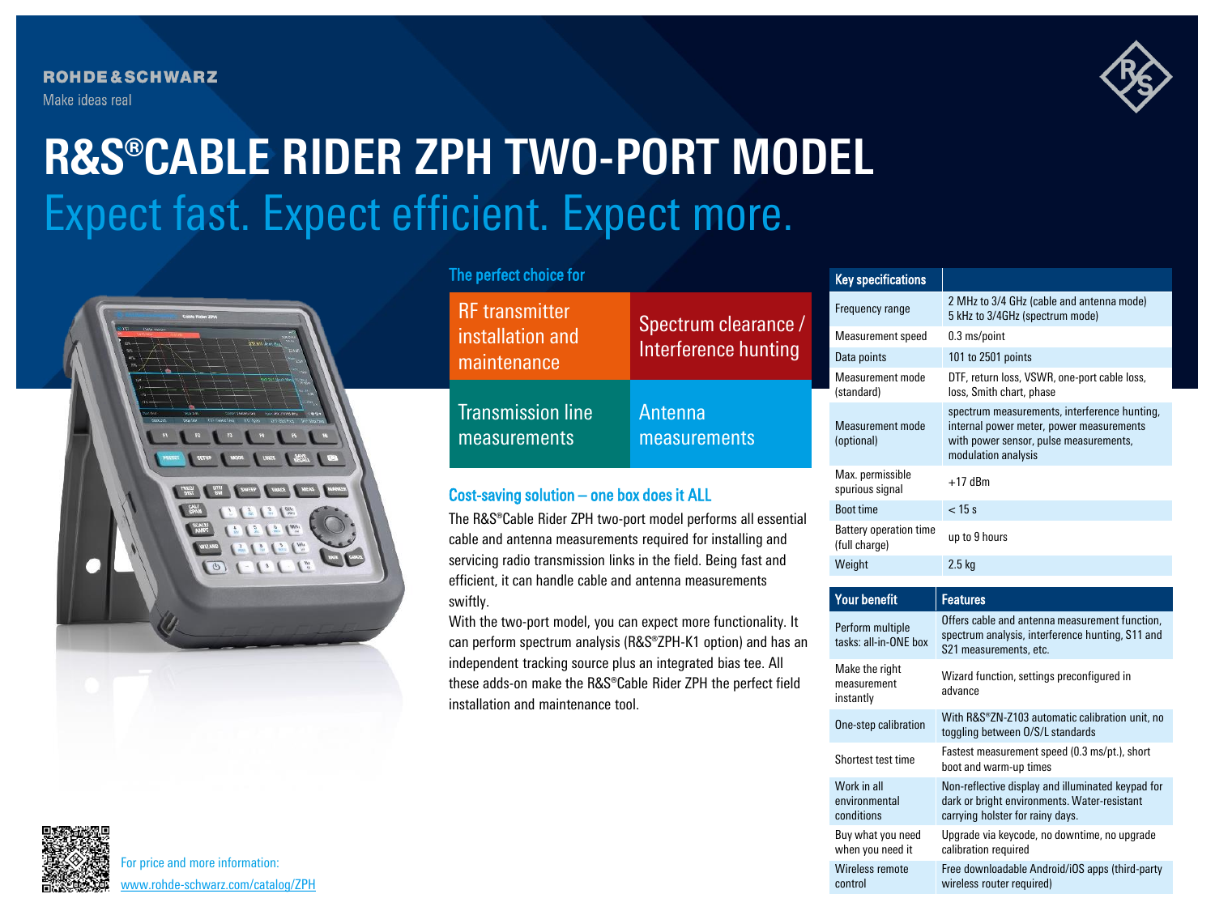ROHDE&SCHWARZ

Make ideas real

# R&S®CABLE RIDER ZPH TWO-PORT MODEL

## Expect fast. Expect efficient. Expect more.

### The perfect choice for

| RF transmitter installation and maintenance | Spectrum clearance / Interference hunting |
|---|---|
| Transmission line measurements | Antenna measurements |

### Cost-saving solution – one box does it ALL

The R&S®Cable Rider ZPH two-port model performs all essential cable and antenna measurements required for installing and servicing radio transmission links in the field. Being fast and efficient, it can handle cable and antenna measurements swiftly.

With the two-port model, you can expect more functionality. It can perform spectrum analysis (R&S®ZPH-K1 option) and has an independent tracking source plus an integrated bias tee. All these adds-on make the R&S®Cable Rider ZPH the perfect field installation and maintenance tool.

| Key specifications | |
|---|---|
| Frequency range | 2 MHz to 3/4 GHz (cable and antenna mode)<br>5 kHz to 3/4GHz (spectrum mode) |
| Measurement speed | 0.3 ms/point |
| Data points | 101 to 2501 points |
| Measurement mode (standard) | DTF, return loss, VSWR, one-port cable loss, loss, Smith chart, phase |
| Measurement mode (optional) | spectrum measurements, interference hunting, internal power meter, power measurements with power sensor, pulse measurements, modulation analysis |
| Max. permissible spurious signal | +17 dBm |
| Boot time | < 15 s |
| Battery operation time (full charge) | up to 9 hours |
| Weight | 2.5 kg |

| Your benefit | Features |
|---|---|
| Perform multiple tasks: all-in-ONE box | Offers cable and antenna measurement function, spectrum analysis, interference hunting, S11 and S21 measurements, etc. |
| Make the right measurement instantly | Wizard function, settings preconfigured in advance |
| One-step calibration | With R&S®ZN-Z103 automatic calibration unit, no toggling between O/S/L standards |
| Shortest test time | Fastest measurement speed (0.3 ms/pt.), short boot and warm-up times |
| Work in all environmental conditions | Non-reflective display and illuminated keypad for dark or bright environments. Water-resistant carrying holster for rainy days. |
| Buy what you need when you need it | Upgrade via keycode, no downtime, no upgrade calibration required |
| Wireless remote control | Free downloadable Android/iOS apps (third-party wireless router required) |

For price and more information:
www.rohde-schwarz.com/catalog/ZPH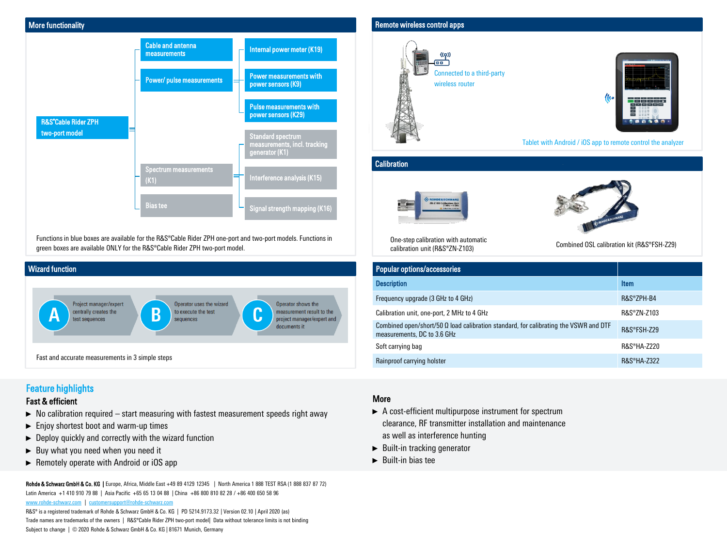## More functionality

R&S®Cable Rider ZPH two-port model

- Cable and antenna measurements
  - Internal power meter (K19)
- Power/ pulse measurements
  - Power measurements with power sensors (K9)
  - Pulse measurements with power sensors (K29)
- Spectrum Measurements (K1)
  - Standard spectrum measurements, incl. tracking generator (K1)
  - Interference analysis (K15)
  - Signal strength mapping (K16)
- Bias tee

Functions in blue boxes are available for the R&S®Cable Rider ZPH one-port and two-port models. Functions in green boxes are available ONLY for the R&S®Cable Rider ZPH two-port model.

## Wizard function

**A** Project manager/expert centrally creates the test sequences

**B** Operator uses the wizard to execute the test sequences

**C** Operator shows the measurement result to the project manager/expert and documents it

Fast and accurate measurements in 3 simple steps

## Remote wireless control apps

Connected to a third-party wireless router

Tablet with Android / iOS app to remote control the analyzer

## Calibration

One-step calibration with automatic calibration unit (R&S®ZN-Z103)

Combined OSL calibration kit (R&S®FSH-Z29)

## Popular options/accessories

| Description | Item |
|---|---|
| Frequency upgrade (3 GHz to 4 GHz) | R&S®ZPH-B4 |
| Calibration unit, one-port, 2 MHz to 4 GHz | R&S®ZN-Z103 |
| Combined open/short/50 Ω load calibration standard, for calibrating the VSWR and DTF measurements, DC to 3.6 GHz | R&S®FSH-Z29 |
| Soft carrying bag | R&S®HA-Z220 |
| Rainproof carrying holster | R&S®HA-Z322 |

## Feature highlights

### Fast & efficient

- No calibration required – start measuring with fastest measurement speeds right away
- Enjoy shortest boot and warm-up times
- Deploy quickly and correctly with the wizard function
- Buy what you need when you need it
- Remotely operate with Android or iOS app

### More

- A cost-efficient multipurpose instrument for spectrum clearance, RF transmitter installation and maintenance as well as interference hunting
- Built-in tracking generator
- Built-in bias tee

**Rohde & Schwarz GmbH & Co. KG** | Europe, Africa, Middle East +49 89 4129 12345 | North America 1 888 TEST RSA (1 888 837 87 72)
Latin America +1 410 910 79 88 | Asia Pacific +65 65 13 04 88 | China +86 800 810 82 28 / +86 400 650 58 96
www.rohde-schwarz.com | customersupport@rohde-schwarz.com
R&S® is a registered trademark of Rohde & Schwarz GmbH & Co. KG | PD 5214.9173.32 | Version 02.10 | April 2020 (as)
Trade names are trademarks of the owners | R&S®Cable Rider ZPH two-port model| Data without tolerance limits is not binding
Subject to change | © 2020 Rohde & Schwarz GmbH & Co. KG | 81671 Munich, Germany